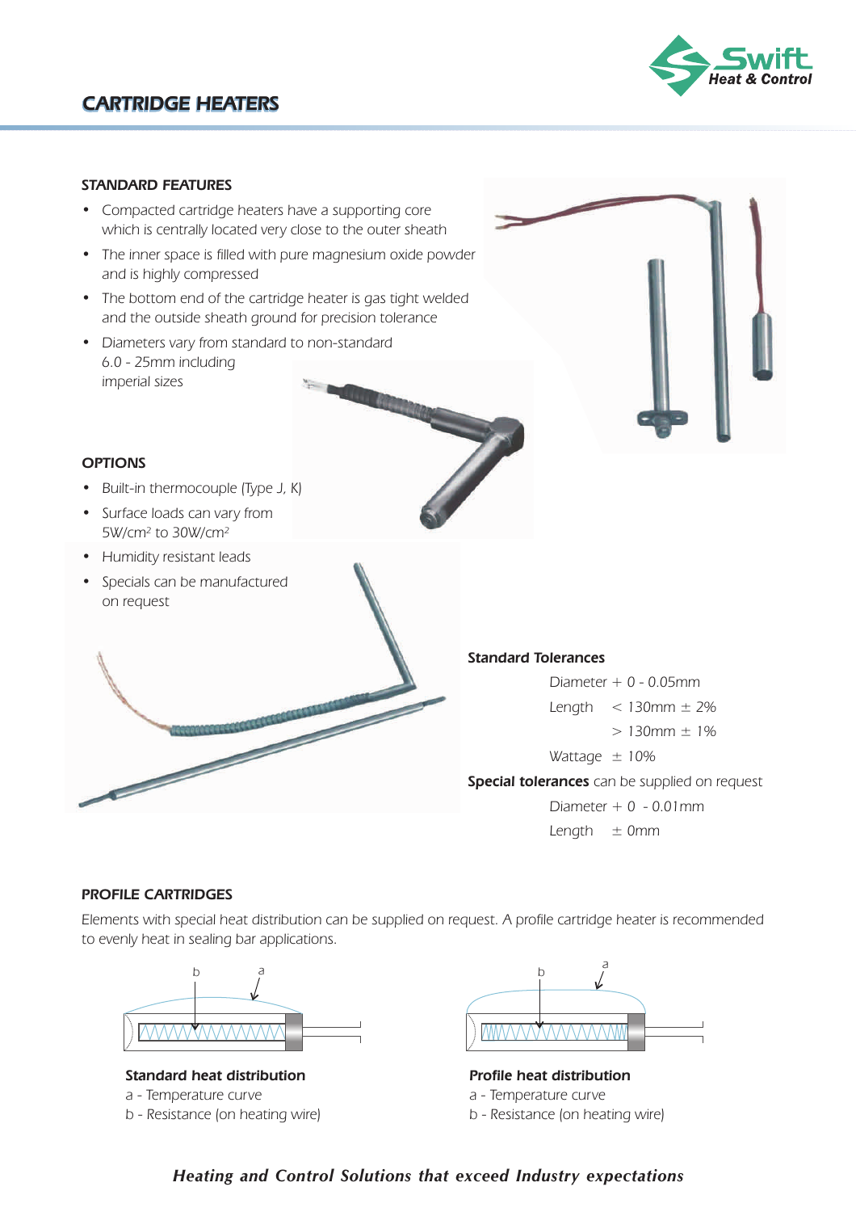# CARTRIDGE HEATERS

## STANDARD FEATURES

- Compacted cartridge heaters have a supporting core which is centrally located very close to the outer sheath
- The inner space is filled with pure magnesium oxide powder and is highly compressed
- The bottom end of the cartridge heater is gas tight welded and the outside sheath ground for precision tolerance
- Diameters vary from standard to non-standard 6.0 - 25mm including imperial sizes

## OPTIONS

- Built-in thermocouple (Type J, K)
- Surface loads can vary from 5W/cm² to 30W/cm²
- Humidity resistant leads
- Specials can be manufactured on request

### Standard Tolerances

Diameter + 0 - 0.05mm

Length < 130mm ± 2%

> 130mm ± 1%

Wattage ± 10%

**Special tolerances** can be supplied on request

Diameter + 0 - 0.01mm

Length ± 0mm

## PROFILE CARTRIDGES

Elements with special heat distribution can be supplied on request. A profile cartridge heater is recommended to evenly heat in sealing bar applications.

**Standard heat distribution**

a - Temperature curve

b - Resistance (on heating wire)

**Profile heat distribution**

a - Temperature curve

b - Resistance (on heating wire)

***Heating and Control Solutions that exceed Industry expectations***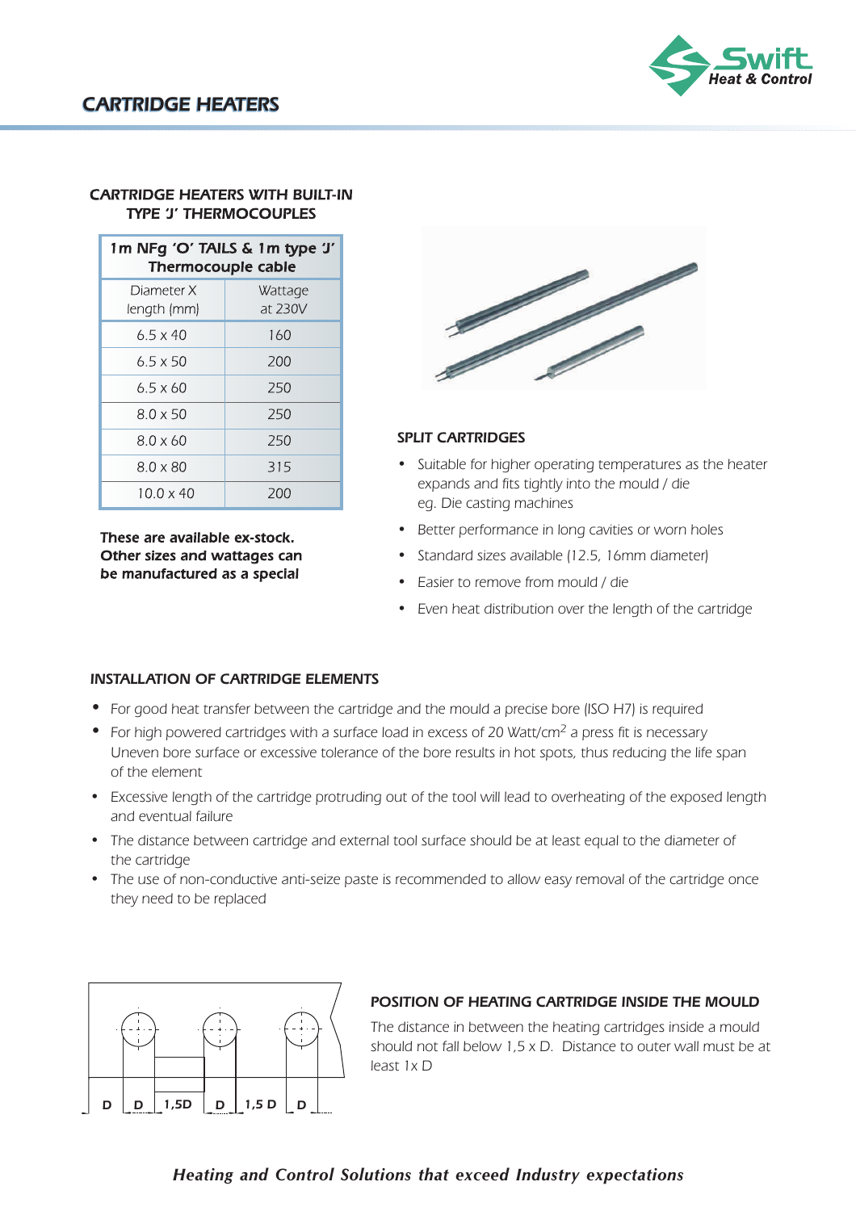## CARTRIDGE HEATERS

### CARTRIDGE HEATERS WITH BUILT-IN TYPE 'J' THERMOCOUPLES

| 1m NFg 'O' TAILS & 1m type 'J' Thermocouple cable | |
|---|---|
| Diameter X length (mm) | Wattage at 230V |
| 6.5 x 40 | 160 |
| 6.5 x 50 | 200 |
| 6.5 x 60 | 250 |
| 8.0 x 50 | 250 |
| 8.0 x 60 | 250 |
| 8.0 x 80 | 315 |
| 10.0 x 40 | 200 |

**These are available ex-stock. Other sizes and wattages can be manufactured as a special**

### SPLIT CARTRIDGES

- Suitable for higher operating temperatures as the heater expands and fits tightly into the mould / die eg. Die casting machines
- Better performance in long cavities or worn holes
- Standard sizes available (12.5, 16mm diameter)
- Easier to remove from mould / die
- Even heat distribution over the length of the cartridge

### INSTALLATION OF CARTRIDGE ELEMENTS

- For good heat transfer between the cartridge and the mould a precise bore (ISO H7) is required
- For high powered cartridges with a surface load in excess of 20 Watt/cm$^2$ a press fit is necessary Uneven bore surface or excessive tolerance of the bore results in hot spots, thus reducing the life span of the element
- Excessive length of the cartridge protruding out of the tool will lead to overheating of the exposed length and eventual failure
- The distance between cartridge and external tool surface should be at least equal to the diameter of the cartridge
- The use of non-conductive anti-seize paste is recommended to allow easy removal of the cartridge once they need to be replaced

D D 1,5D D 1,5 D D

### POSITION OF HEATING CARTRIDGE INSIDE THE MOULD

The distance in between the heating cartridges inside a mould should not fall below 1,5 x D. Distance to outer wall must be at least 1x D

*Heating and Control Solutions that exceed Industry expectations*